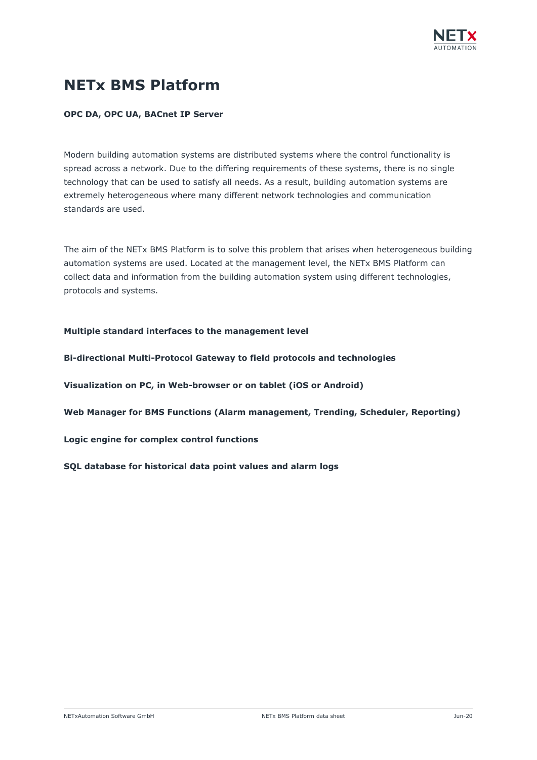# NETx BMS Platform

**OPC DA, OPC UA, BACnet IP Server**

Modern building automation systems are distributed systems where the control functionality is spread across a network. Due to the differing requirements of these systems, there is no single technology that can be used to satisfy all needs. As a result, building automation systems are extremely heterogeneous where many different network technologies and communication standards are used.

The aim of the NETx BMS Platform is to solve this problem that arises when heterogeneous building automation systems are used. Located at the management level, the NETx BMS Platform can collect data and information from the building automation system using different technologies, protocols and systems.

**Multiple standard interfaces to the management level**

**Bi-directional Multi-Protocol Gateway to field protocols and technologies**

**Visualization on PC, in Web-browser or on tablet (iOS or Android)**

**Web Manager for BMS Functions (Alarm management, Trending, Scheduler, Reporting)**

**Logic engine for complex control functions**

**SQL database for historical data point values and alarm logs**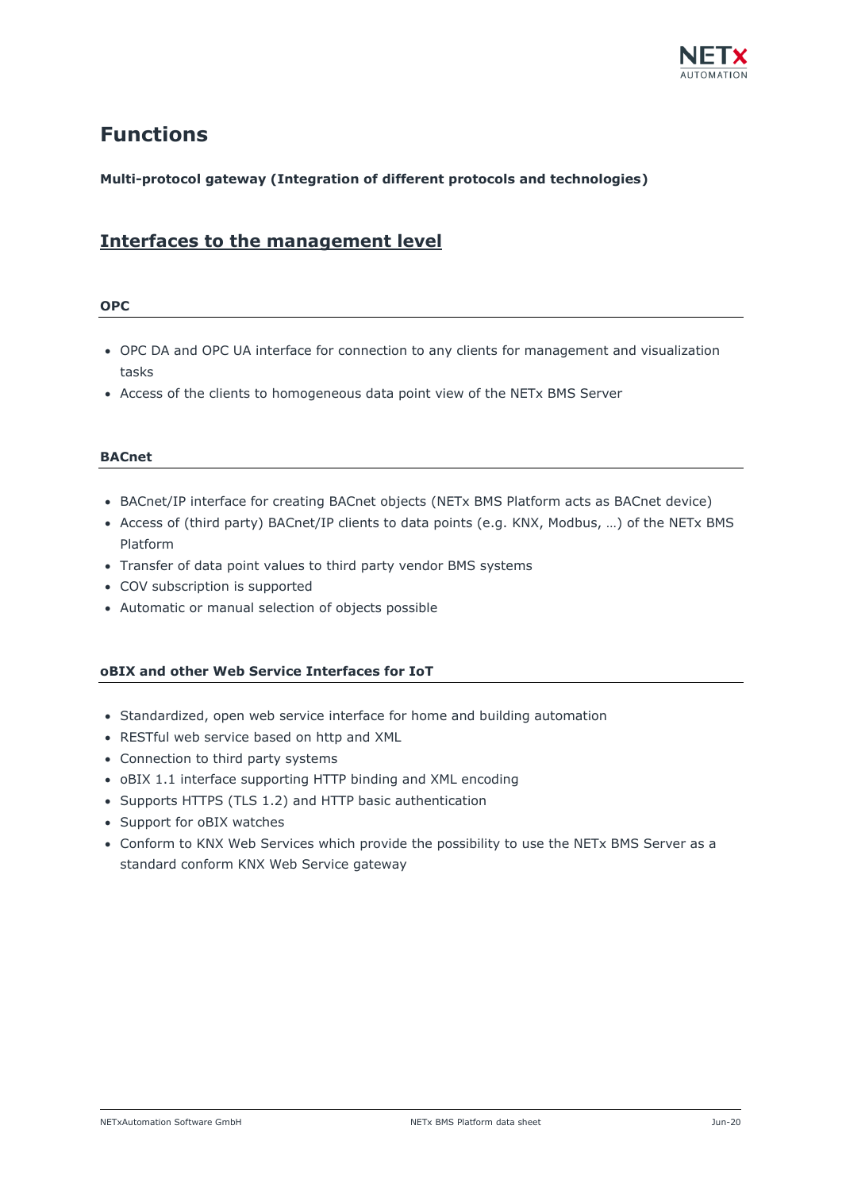# Functions

**Multi-protocol gateway (Integration of different protocols and technologies)**

## Interfaces to the management level

### OPC

- OPC DA and OPC UA interface for connection to any clients for management and visualization tasks
- Access of the clients to homogeneous data point view of the NETx BMS Server

### BACnet

- BACnet/IP interface for creating BACnet objects (NETx BMS Platform acts as BACnet device)
- Access of (third party) BACnet/IP clients to data points (e.g. KNX, Modbus, …) of the NETx BMS Platform
- Transfer of data point values to third party vendor BMS systems
- COV subscription is supported
- Automatic or manual selection of objects possible

### oBIX and other Web Service Interfaces for IoT

- Standardized, open web service interface for home and building automation
- RESTful web service based on http and XML
- Connection to third party systems
- oBIX 1.1 interface supporting HTTP binding and XML encoding
- Supports HTTPS (TLS 1.2) and HTTP basic authentication
- Support for oBIX watches
- Conform to KNX Web Services which provide the possibility to use the NETx BMS Server as a standard conform KNX Web Service gateway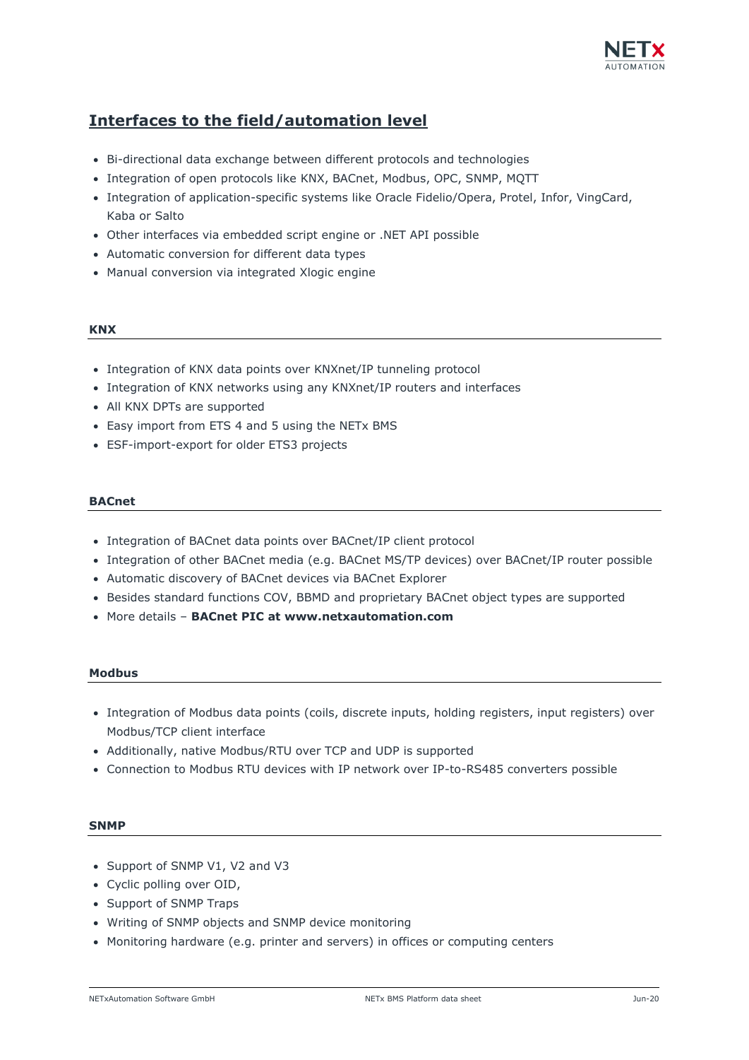## Interfaces to the field/automation level

- Bi-directional data exchange between different protocols and technologies
- Integration of open protocols like KNX, BACnet, Modbus, OPC, SNMP, MQTT
- Integration of application-specific systems like Oracle Fidelio/Opera, Protel, Infor, VingCard, Kaba or Salto
- Other interfaces via embedded script engine or .NET API possible
- Automatic conversion for different data types
- Manual conversion via integrated Xlogic engine

### KNX

- Integration of KNX data points over KNXnet/IP tunneling protocol
- Integration of KNX networks using any KNXnet/IP routers and interfaces
- All KNX DPTs are supported
- Easy import from ETS 4 and 5 using the NETx BMS
- ESF-import-export for older ETS3 projects

### BACnet

- Integration of BACnet data points over BACnet/IP client protocol
- Integration of other BACnet media (e.g. BACnet MS/TP devices) over BACnet/IP router possible
- Automatic discovery of BACnet devices via BACnet Explorer
- Besides standard functions COV, BBMD and proprietary BACnet object types are supported
- More details – **BACnet PIC at www.netxautomation.com**

### Modbus

- Integration of Modbus data points (coils, discrete inputs, holding registers, input registers) over Modbus/TCP client interface
- Additionally, native Modbus/RTU over TCP and UDP is supported
- Connection to Modbus RTU devices with IP network over IP-to-RS485 converters possible

### SNMP

- Support of SNMP V1, V2 and V3
- Cyclic polling over OID,
- Support of SNMP Traps
- Writing of SNMP objects and SNMP device monitoring
- Monitoring hardware (e.g. printer and servers) in offices or computing centers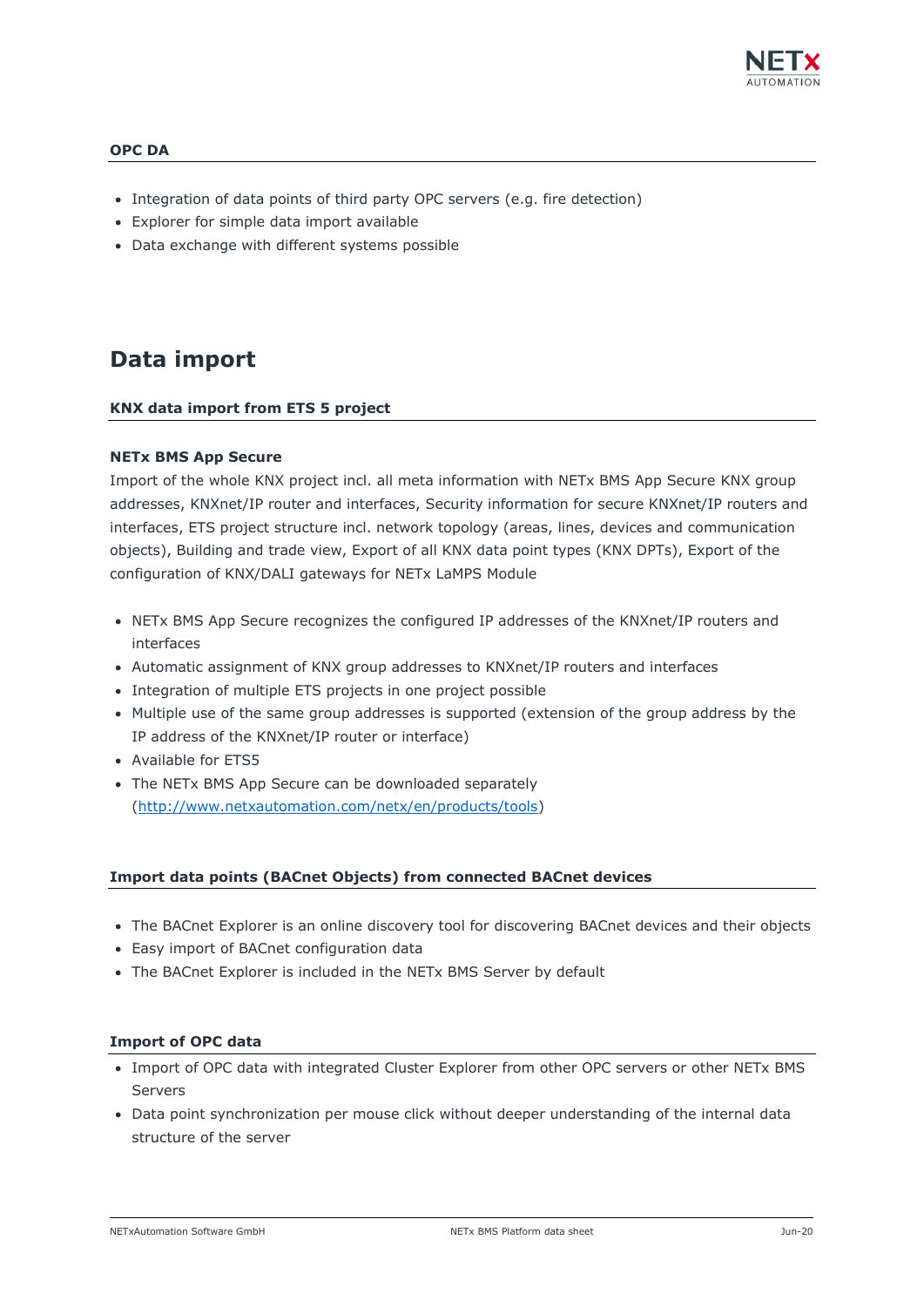**OPC DA**

- Integration of data points of third party OPC servers (e.g. fire detection)
- Explorer for simple data import available
- Data exchange with different systems possible

# Data import

**KNX data import from ETS 5 project**

**NETx BMS App Secure**

Import of the whole KNX project incl. all meta information with NETx BMS App Secure KNX group addresses, KNXnet/IP router and interfaces, Security information for secure KNXnet/IP routers and interfaces, ETS project structure incl. network topology (areas, lines, devices and communication objects), Building and trade view, Export of all KNX data point types (KNX DPTs), Export of the configuration of KNX/DALI gateways for NETx LaMPS Module

- NETx BMS App Secure recognizes the configured IP addresses of the KNXnet/IP routers and interfaces
- Automatic assignment of KNX group addresses to KNXnet/IP routers and interfaces
- Integration of multiple ETS projects in one project possible
- Multiple use of the same group addresses is supported (extension of the group address by the IP address of the KNXnet/IP router or interface)
- Available for ETS5
- The NETx BMS App Secure can be downloaded separately (http://www.netxautomation.com/netx/en/products/tools)

**Import data points (BACnet Objects) from connected BACnet devices**

- The BACnet Explorer is an online discovery tool for discovering BACnet devices and their objects
- Easy import of BACnet configuration data
- The BACnet Explorer is included in the NETx BMS Server by default

**Import of OPC data**

- Import of OPC data with integrated Cluster Explorer from other OPC servers or other NETx BMS Servers
- Data point synchronization per mouse click without deeper understanding of the internal data structure of the server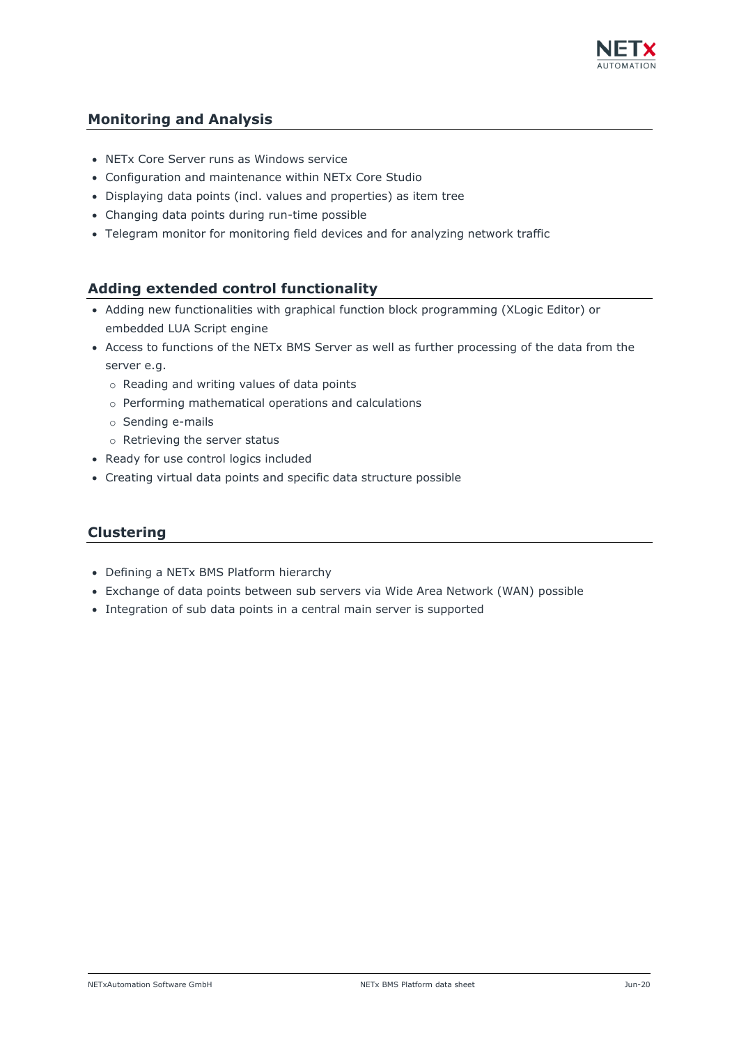## Monitoring and Analysis

- NETx Core Server runs as Windows service
- Configuration and maintenance within NETx Core Studio
- Displaying data points (incl. values and properties) as item tree
- Changing data points during run-time possible
- Telegram monitor for monitoring field devices and for analyzing network traffic

## Adding extended control functionality

- Adding new functionalities with graphical function block programming (XLogic Editor) or embedded LUA Script engine
- Access to functions of the NETx BMS Server as well as further processing of the data from the server e.g.
  - Reading and writing values of data points
  - Performing mathematical operations and calculations
  - Sending e-mails
  - Retrieving the server status
- Ready for use control logics included
- Creating virtual data points and specific data structure possible

## Clustering

- Defining a NETx BMS Platform hierarchy
- Exchange of data points between sub servers via Wide Area Network (WAN) possible
- Integration of sub data points in a central main server is supported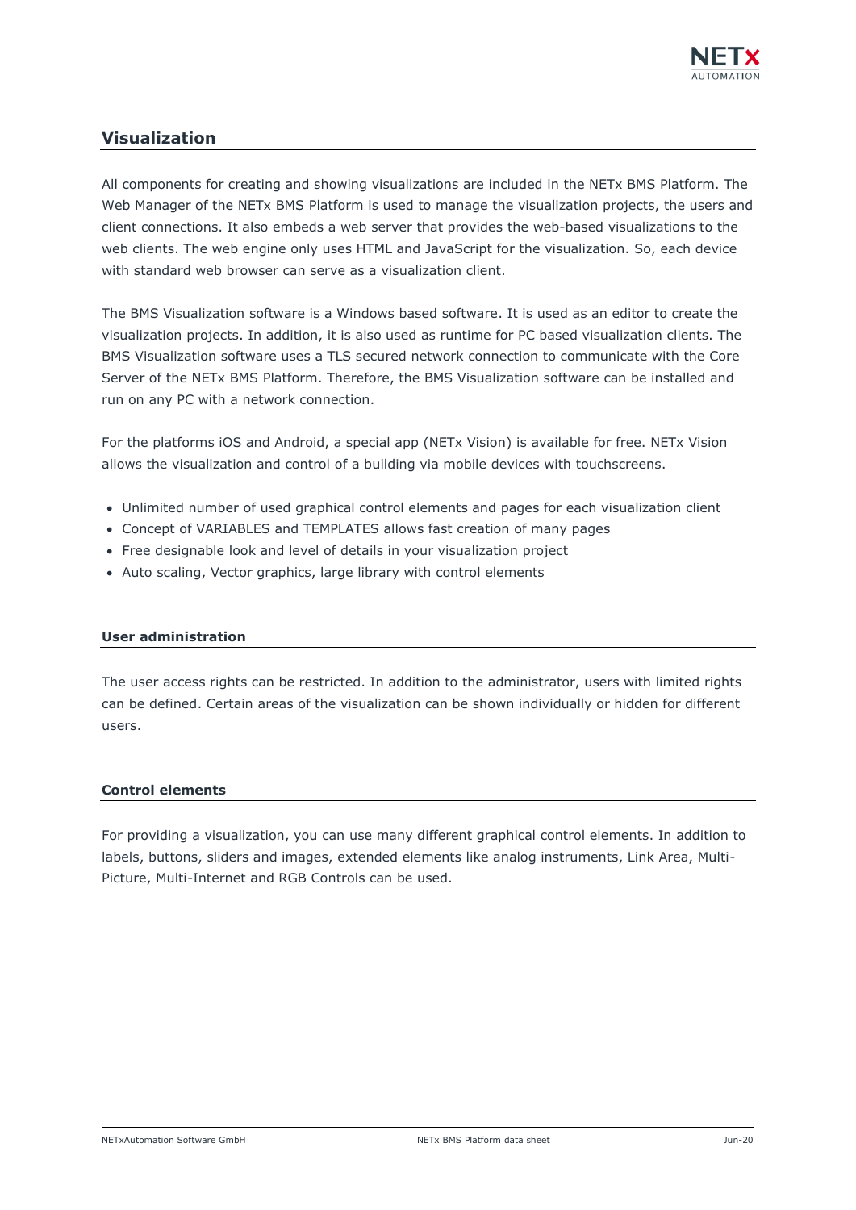## Visualization

All components for creating and showing visualizations are included in the NETx BMS Platform. The Web Manager of the NETx BMS Platform is used to manage the visualization projects, the users and client connections. It also embeds a web server that provides the web-based visualizations to the web clients. The web engine only uses HTML and JavaScript for the visualization. So, each device with standard web browser can serve as a visualization client.

The BMS Visualization software is a Windows based software. It is used as an editor to create the visualization projects. In addition, it is also used as runtime for PC based visualization clients. The BMS Visualization software uses a TLS secured network connection to communicate with the Core Server of the NETx BMS Platform. Therefore, the BMS Visualization software can be installed and run on any PC with a network connection.

For the platforms iOS and Android, a special app (NETx Vision) is available for free. NETx Vision allows the visualization and control of a building via mobile devices with touchscreens.

- Unlimited number of used graphical control elements and pages for each visualization client
- Concept of VARIABLES and TEMPLATES allows fast creation of many pages
- Free designable look and level of details in your visualization project
- Auto scaling, Vector graphics, large library with control elements

### User administration

The user access rights can be restricted. In addition to the administrator, users with limited rights can be defined. Certain areas of the visualization can be shown individually or hidden for different users.

### Control elements

For providing a visualization, you can use many different graphical control elements. In addition to labels, buttons, sliders and images, extended elements like analog instruments, Link Area, Multi-Picture, Multi-Internet and RGB Controls can be used.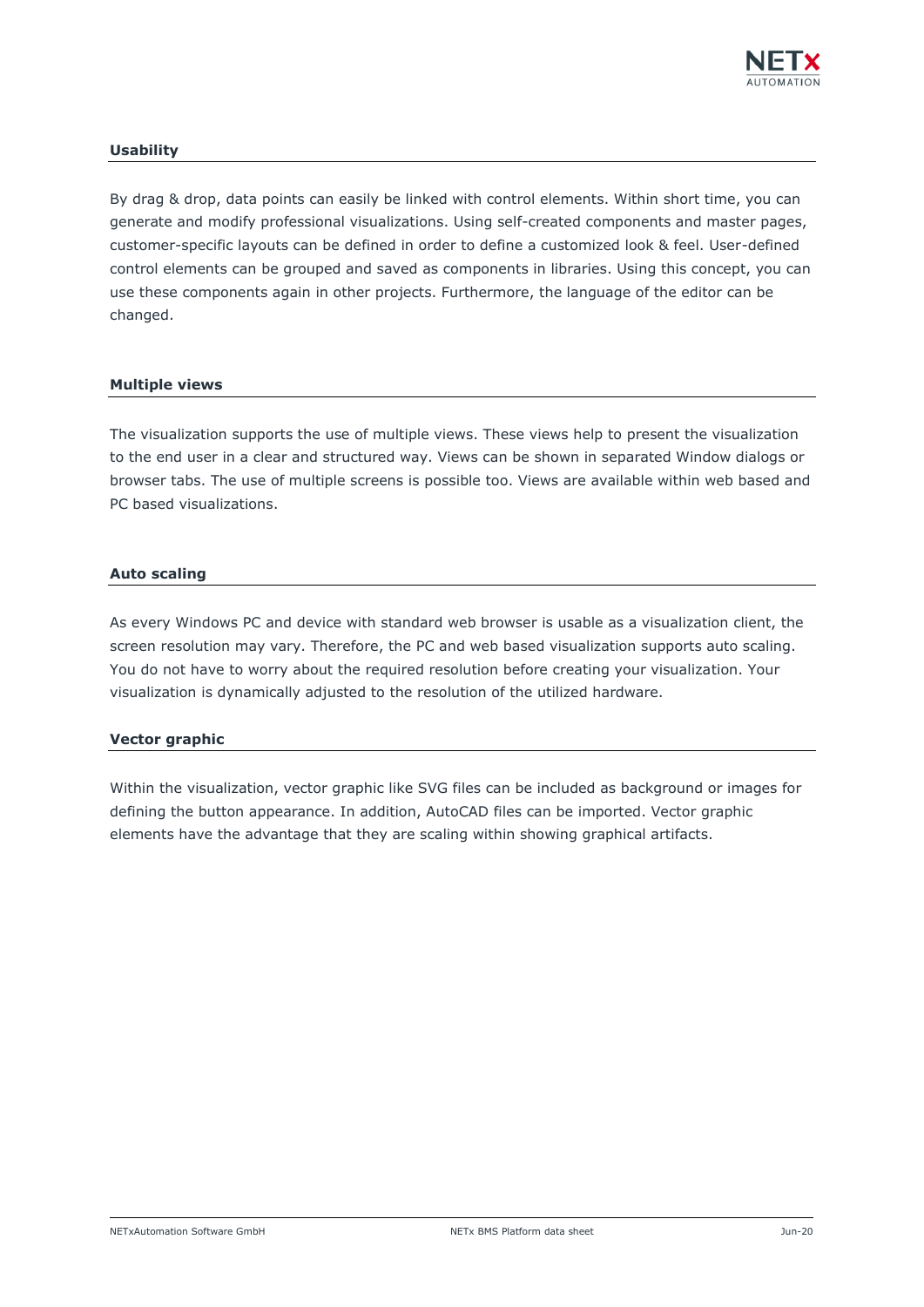**Usability**

By drag & drop, data points can easily be linked with control elements. Within short time, you can generate and modify professional visualizations. Using self-created components and master pages, customer-specific layouts can be defined in order to define a customized look & feel. User-defined control elements can be grouped and saved as components in libraries. Using this concept, you can use these components again in other projects. Furthermore, the language of the editor can be changed.

**Multiple views**

The visualization supports the use of multiple views. These views help to present the visualization to the end user in a clear and structured way. Views can be shown in separated Window dialogs or browser tabs. The use of multiple screens is possible too. Views are available within web based and PC based visualizations.

**Auto scaling**

As every Windows PC and device with standard web browser is usable as a visualization client, the screen resolution may vary. Therefore, the PC and web based visualization supports auto scaling. You do not have to worry about the required resolution before creating your visualization. Your visualization is dynamically adjusted to the resolution of the utilized hardware.

**Vector graphic**

Within the visualization, vector graphic like SVG files can be included as background or images for defining the button appearance. In addition, AutoCAD files can be imported. Vector graphic elements have the advantage that they are scaling within showing graphical artifacts.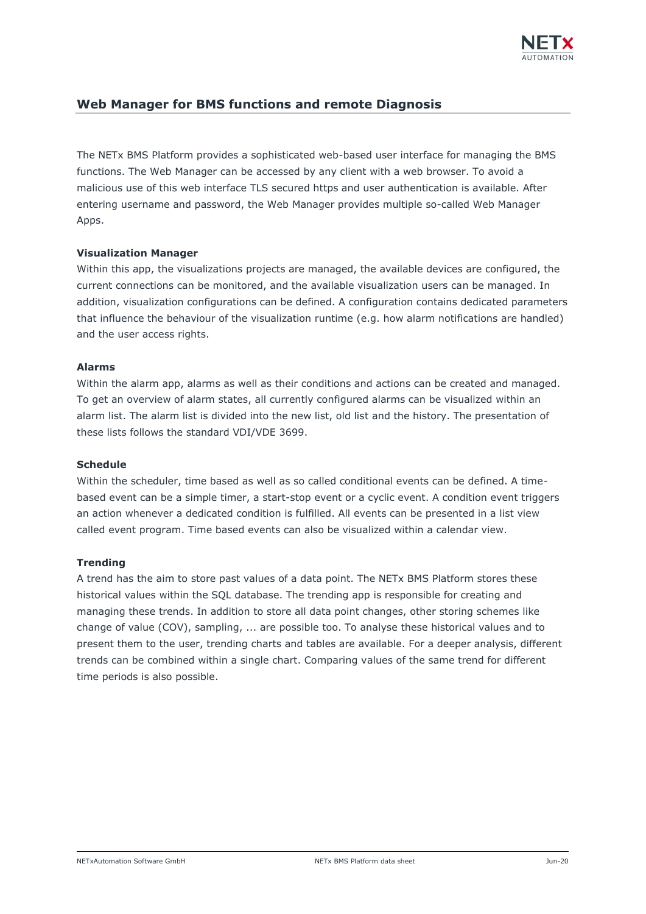## Web Manager for BMS functions and remote Diagnosis

The NETx BMS Platform provides a sophisticated web-based user interface for managing the BMS functions. The Web Manager can be accessed by any client with a web browser. To avoid a malicious use of this web interface TLS secured https and user authentication is available. After entering username and password, the Web Manager provides multiple so-called Web Manager Apps.

**Visualization Manager**

Within this app, the visualizations projects are managed, the available devices are configured, the current connections can be monitored, and the available visualization users can be managed. In addition, visualization configurations can be defined. A configuration contains dedicated parameters that influence the behaviour of the visualization runtime (e.g. how alarm notifications are handled) and the user access rights.

**Alarms**

Within the alarm app, alarms as well as their conditions and actions can be created and managed. To get an overview of alarm states, all currently configured alarms can be visualized within an alarm list. The alarm list is divided into the new list, old list and the history. The presentation of these lists follows the standard VDI/VDE 3699.

**Schedule**

Within the scheduler, time based as well as so called conditional events can be defined. A time-based event can be a simple timer, a start-stop event or a cyclic event. A condition event triggers an action whenever a dedicated condition is fulfilled. All events can be presented in a list view called event program. Time based events can also be visualized within a calendar view.

**Trending**

A trend has the aim to store past values of a data point. The NETx BMS Platform stores these historical values within the SQL database. The trending app is responsible for creating and managing these trends. In addition to store all data point changes, other storing schemes like change of value (COV), sampling, ... are possible too. To analyse these historical values and to present them to the user, trending charts and tables are available. For a deeper analysis, different trends can be combined within a single chart. Comparing values of the same trend for different time periods is also possible.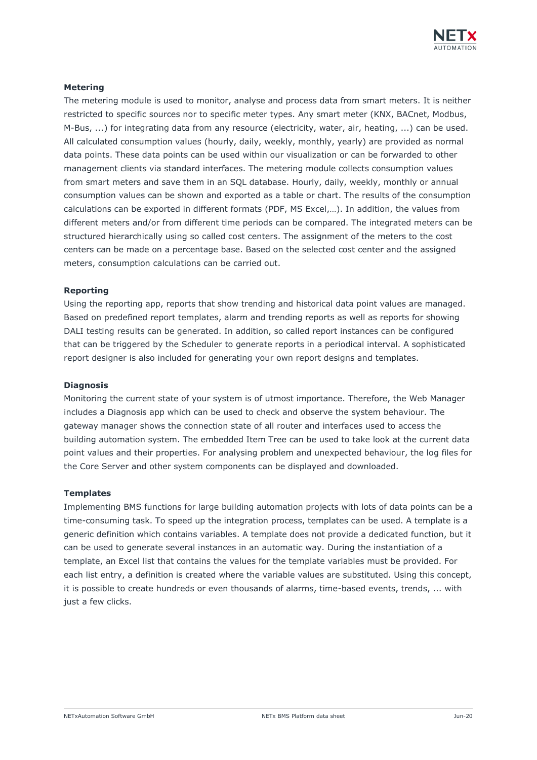**Metering**

The metering module is used to monitor, analyse and process data from smart meters. It is neither restricted to specific sources nor to specific meter types. Any smart meter (KNX, BACnet, Modbus, M-Bus, ...) for integrating data from any resource (electricity, water, air, heating, ...) can be used. All calculated consumption values (hourly, daily, weekly, monthly, yearly) are provided as normal data points. These data points can be used within our visualization or can be forwarded to other management clients via standard interfaces. The metering module collects consumption values from smart meters and save them in an SQL database. Hourly, daily, weekly, monthly or annual consumption values can be shown and exported as a table or chart. The results of the consumption calculations can be exported in different formats (PDF, MS Excel,…). In addition, the values from different meters and/or from different time periods can be compared. The integrated meters can be structured hierarchically using so called cost centers. The assignment of the meters to the cost centers can be made on a percentage base. Based on the selected cost center and the assigned meters, consumption calculations can be carried out.

**Reporting**

Using the reporting app, reports that show trending and historical data point values are managed. Based on predefined report templates, alarm and trending reports as well as reports for showing DALI testing results can be generated. In addition, so called report instances can be configured that can be triggered by the Scheduler to generate reports in a periodical interval. A sophisticated report designer is also included for generating your own report designs and templates.

**Diagnosis**

Monitoring the current state of your system is of utmost importance. Therefore, the Web Manager includes a Diagnosis app which can be used to check and observe the system behaviour. The gateway manager shows the connection state of all router and interfaces used to access the building automation system. The embedded Item Tree can be used to take look at the current data point values and their properties. For analysing problem and unexpected behaviour, the log files for the Core Server and other system components can be displayed and downloaded.

**Templates**

Implementing BMS functions for large building automation projects with lots of data points can be a time-consuming task. To speed up the integration process, templates can be used. A template is a generic definition which contains variables. A template does not provide a dedicated function, but it can be used to generate several instances in an automatic way. During the instantiation of a template, an Excel list that contains the values for the template variables must be provided. For each list entry, a definition is created where the variable values are substituted. Using this concept, it is possible to create hundreds or even thousands of alarms, time-based events, trends, ... with just a few clicks.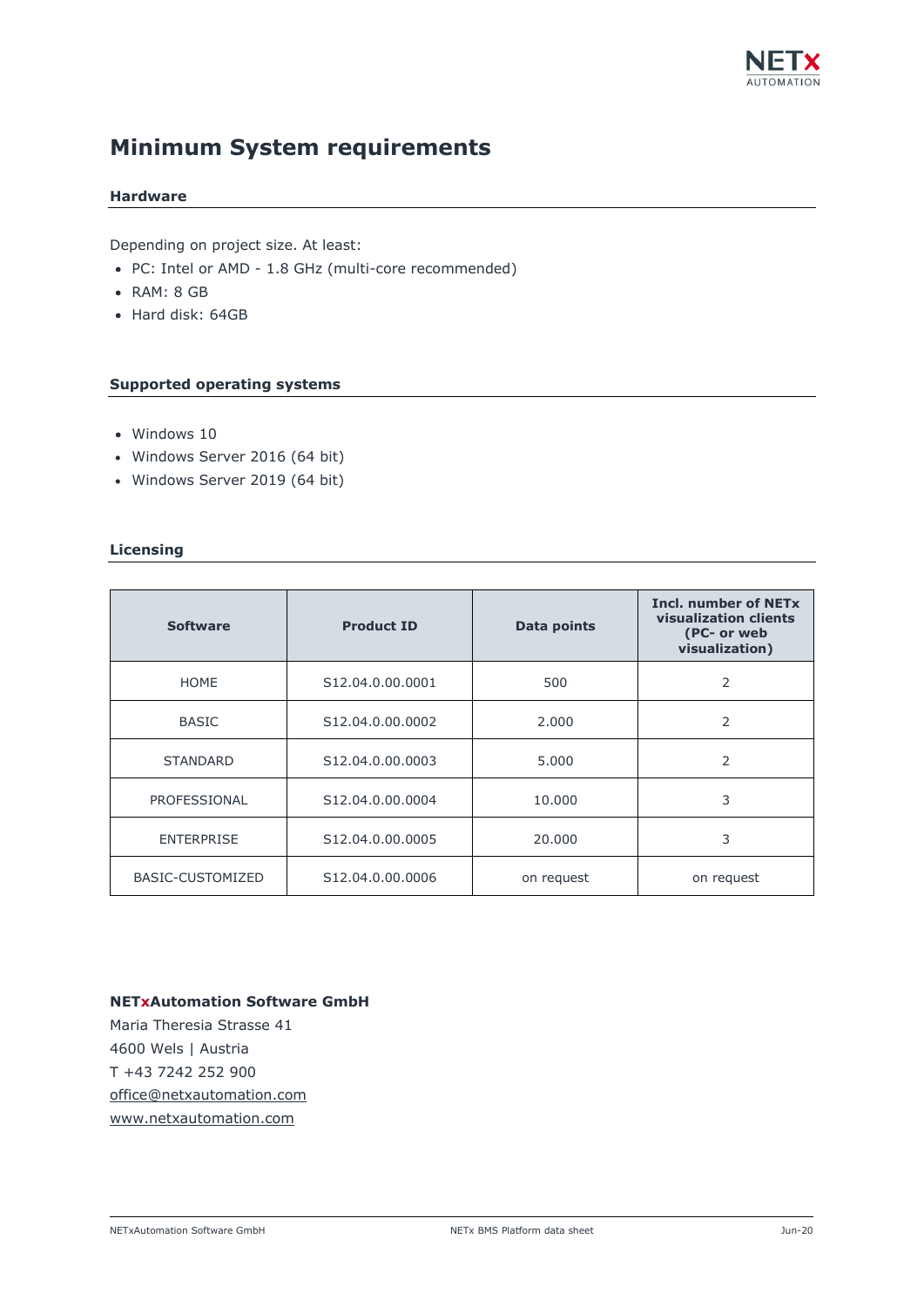# Minimum System requirements

### Hardware

Depending on project size. At least:

- PC: Intel or AMD - 1.8 GHz (multi-core recommended)
- RAM: 8 GB
- Hard disk: 64GB

### Supported operating systems

- Windows 10
- Windows Server 2016 (64 bit)
- Windows Server 2019 (64 bit)

### Licensing

| Software | Product ID | Data points | Incl. number of NETx visualization clients (PC- or web visualization) |
|---|---|---|---|
| HOME | S12.04.0.00.0001 | 500 | 2 |
| BASIC | S12.04.0.00.0002 | 2.000 | 2 |
| STANDARD | S12.04.0.00.0003 | 5.000 | 2 |
| PROFESSIONAL | S12.04.0.00.0004 | 10.000 | 3 |
| ENTERPRISE | S12.04.0.00.0005 | 20.000 | 3 |
| BASIC-CUSTOMIZED | S12.04.0.00.0006 | on request | on request |

**NETxAutomation Software GmbH**
Maria Theresia Strasse 41
4600 Wels | Austria
T +43 7242 252 900
office@netxautomation.com
www.netxautomation.com